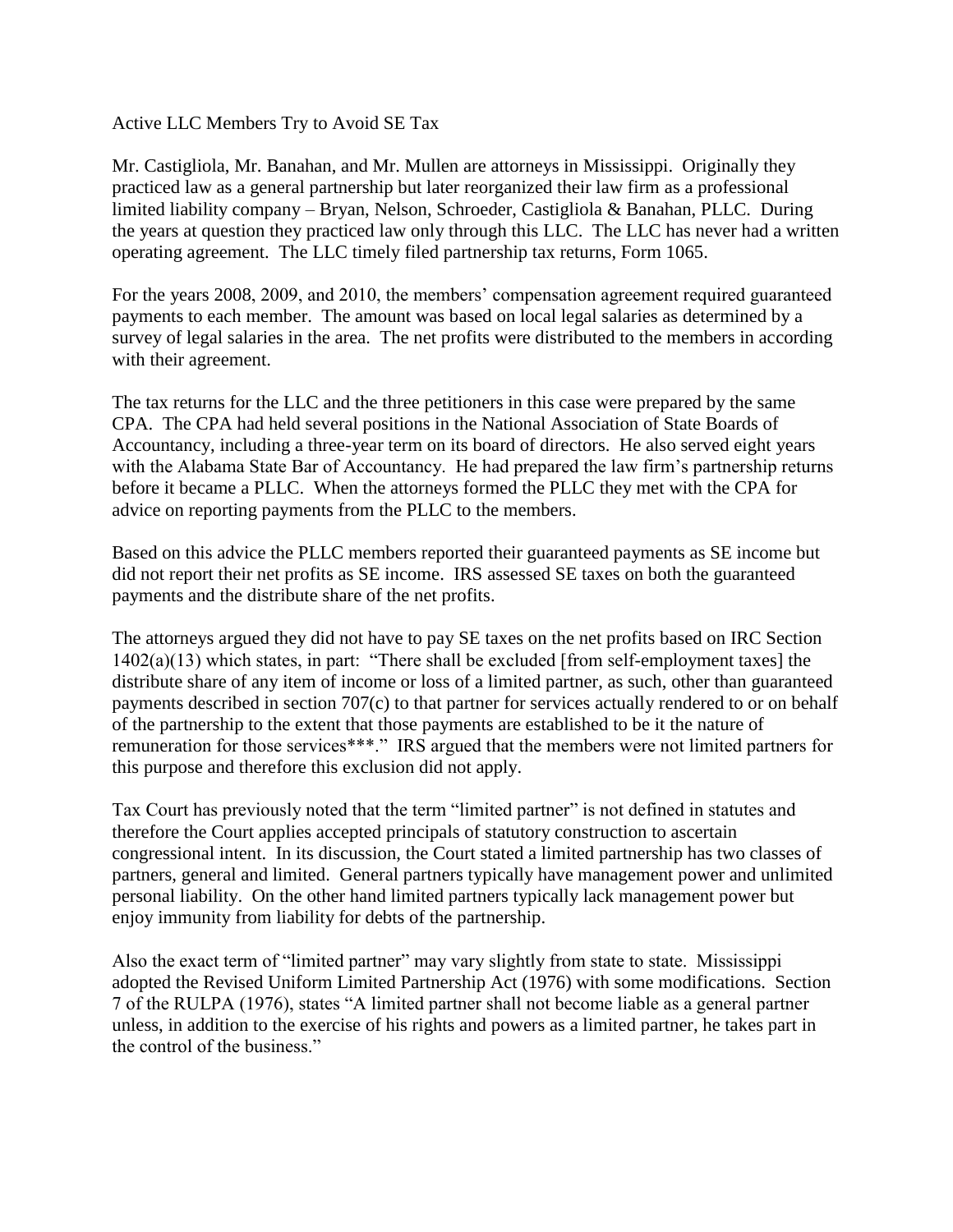Active LLC Members Try to Avoid SE Tax

Mr. Castigliola, Mr. Banahan, and Mr. Mullen are attorneys in Mississippi. Originally they practiced law as a general partnership but later reorganized their law firm as a professional limited liability company – Bryan, Nelson, Schroeder, Castigliola & Banahan, PLLC. During the years at question they practiced law only through this LLC. The LLC has never had a written operating agreement. The LLC timely filed partnership tax returns, Form 1065.

For the years 2008, 2009, and 2010, the members' compensation agreement required guaranteed payments to each member. The amount was based on local legal salaries as determined by a survey of legal salaries in the area. The net profits were distributed to the members in according with their agreement.

The tax returns for the LLC and the three petitioners in this case were prepared by the same CPA. The CPA had held several positions in the National Association of State Boards of Accountancy, including a three-year term on its board of directors. He also served eight years with the Alabama State Bar of Accountancy. He had prepared the law firm's partnership returns before it became a PLLC. When the attorneys formed the PLLC they met with the CPA for advice on reporting payments from the PLLC to the members.

Based on this advice the PLLC members reported their guaranteed payments as SE income but did not report their net profits as SE income. IRS assessed SE taxes on both the guaranteed payments and the distribute share of the net profits.

The attorneys argued they did not have to pay SE taxes on the net profits based on IRC Section 1402(a)(13) which states, in part: "There shall be excluded [from self-employment taxes] the distribute share of any item of income or loss of a limited partner, as such, other than guaranteed payments described in section 707(c) to that partner for services actually rendered to or on behalf of the partnership to the extent that those payments are established to be it the nature of remuneration for those services***." IRS argued that the members were not limited partners for this purpose and therefore this exclusion did not apply.

Tax Court has previously noted that the term "limited partner" is not defined in statutes and therefore the Court applies accepted principals of statutory construction to ascertain congressional intent. In its discussion, the Court stated a limited partnership has two classes of partners, general and limited. General partners typically have management power and unlimited personal liability. On the other hand limited partners typically lack management power but enjoy immunity from liability for debts of the partnership.

Also the exact term of "limited partner" may vary slightly from state to state. Mississippi adopted the Revised Uniform Limited Partnership Act (1976) with some modifications. Section 7 of the RULPA (1976), states "A limited partner shall not become liable as a general partner unless, in addition to the exercise of his rights and powers as a limited partner, he takes part in the control of the business."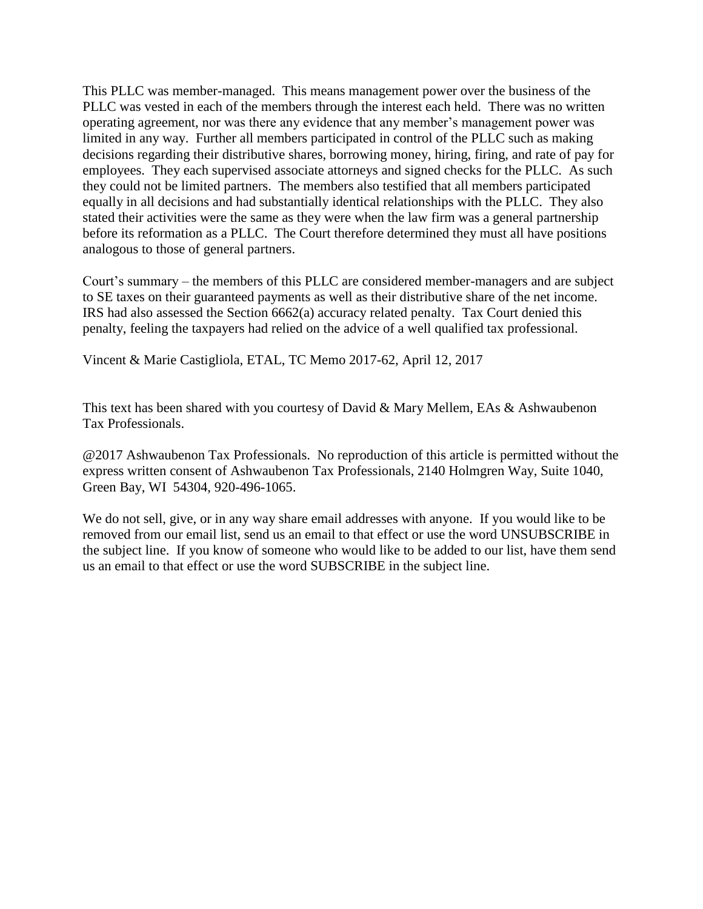This PLLC was member-managed. This means management power over the business of the PLLC was vested in each of the members through the interest each held. There was no written operating agreement, nor was there any evidence that any member's management power was limited in any way. Further all members participated in control of the PLLC such as making decisions regarding their distributive shares, borrowing money, hiring, firing, and rate of pay for employees. They each supervised associate attorneys and signed checks for the PLLC. As such they could not be limited partners. The members also testified that all members participated equally in all decisions and had substantially identical relationships with the PLLC. They also stated their activities were the same as they were when the law firm was a general partnership before its reformation as a PLLC. The Court therefore determined they must all have positions analogous to those of general partners.

Court's summary – the members of this PLLC are considered member-managers and are subject to SE taxes on their guaranteed payments as well as their distributive share of the net income. IRS had also assessed the Section 6662(a) accuracy related penalty. Tax Court denied this penalty, feeling the taxpayers had relied on the advice of a well qualified tax professional.

Vincent & Marie Castigliola, ETAL, TC Memo 2017-62, April 12, 2017

This text has been shared with you courtesy of David & Mary Mellem, EAs & Ashwaubenon Tax Professionals.

@2017 Ashwaubenon Tax Professionals. No reproduction of this article is permitted without the express written consent of Ashwaubenon Tax Professionals, 2140 Holmgren Way, Suite 1040, Green Bay, WI 54304, 920-496-1065.

We do not sell, give, or in any way share email addresses with anyone. If you would like to be removed from our email list, send us an email to that effect or use the word UNSUBSCRIBE in the subject line. If you know of someone who would like to be added to our list, have them send us an email to that effect or use the word SUBSCRIBE in the subject line.